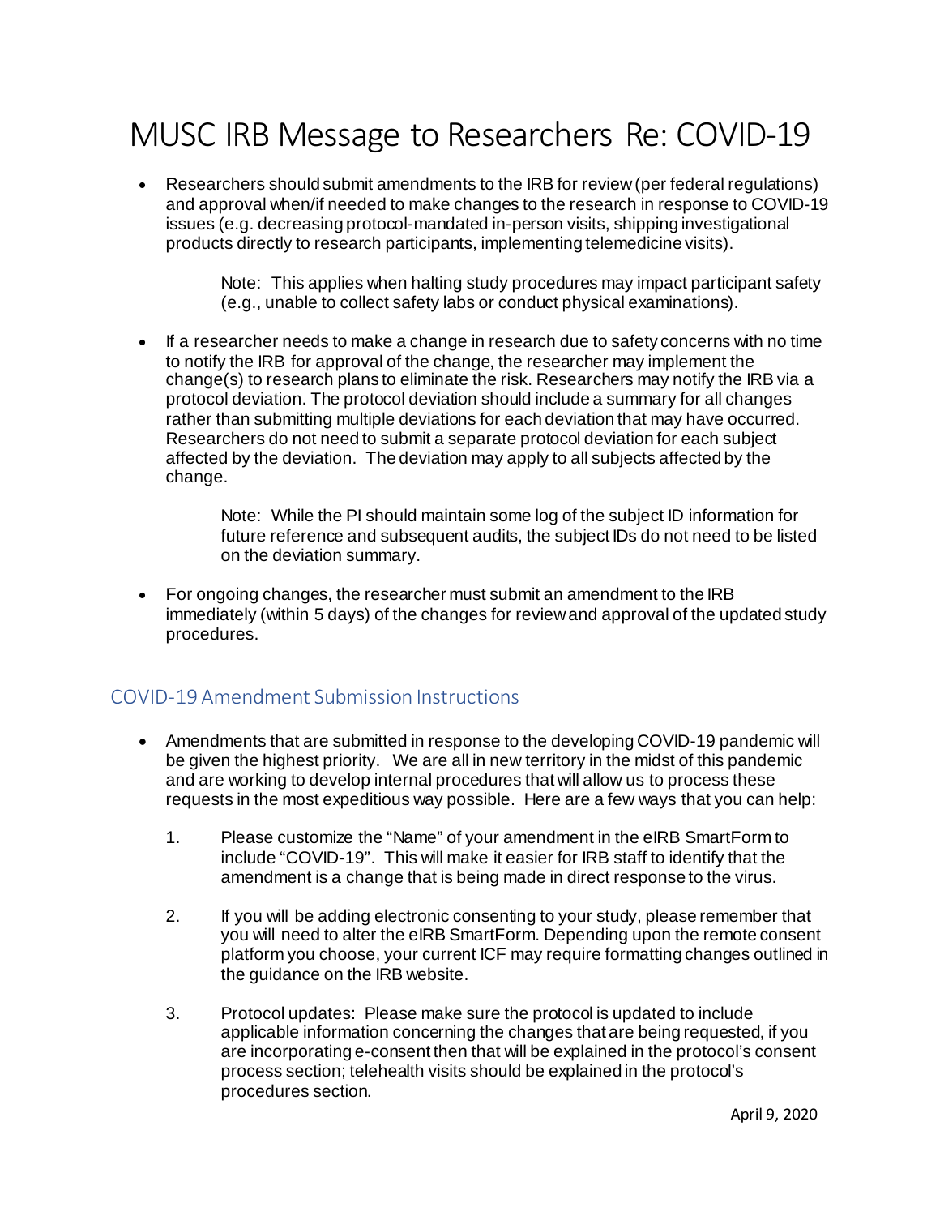# MUSC IRB Message to Researchers Re: COVID-19

- Researchers should submit amendments to the IRB for review (per federal regulations) and approval when/if needed to make changes to the research in response to COVID-19 issues (e.g. decreasing protocol-mandated in-person visits, shipping investigational products directly to research participants, implementing telemedicine visits).

    Note: This applies when halting study procedures may impact participant safety (e.g., unable to collect safety labs or conduct physical examinations).

- If a researcher needs to make a change in research due to safety concerns with no time to notify the IRB for approval of the change, the researcher may implement the change(s) to research plans to eliminate the risk. Researchers may notify the IRB via a protocol deviation. The protocol deviation should include a summary for all changes rather than submitting multiple deviations for each deviation that may have occurred. Researchers do not need to submit a separate protocol deviation for each subject affected by the deviation. The deviation may apply to all subjects affected by the change.

    Note: While the PI should maintain some log of the subject ID information for future reference and subsequent audits, the subject IDs do not need to be listed on the deviation summary.

- For ongoing changes, the researcher must submit an amendment to the IRB immediately (within 5 days) of the changes for review and approval of the updated study procedures.

## COVID-19 Amendment Submission Instructions

- Amendments that are submitted in response to the developing COVID-19 pandemic will be given the highest priority. We are all in new territory in the midst of this pandemic and are working to develop internal procedures that will allow us to process these requests in the most expeditious way possible. Here are a few ways that you can help:

    1. Please customize the "Name" of your amendment in the eIRB SmartForm to include "COVID-19". This will make it easier for IRB staff to identify that the amendment is a change that is being made in direct response to the virus.

    2. If you will be adding electronic consenting to your study, please remember that you will need to alter the eIRB SmartForm. Depending upon the remote consent platform you choose, your current ICF may require formatting changes outlined in the guidance on the IRB website.

    3. Protocol updates: Please make sure the protocol is updated to include applicable information concerning the changes that are being requested, if you are incorporating e-consent then that will be explained in the protocol's consent process section; telehealth visits should be explained in the protocol's procedures section.

April 9, 2020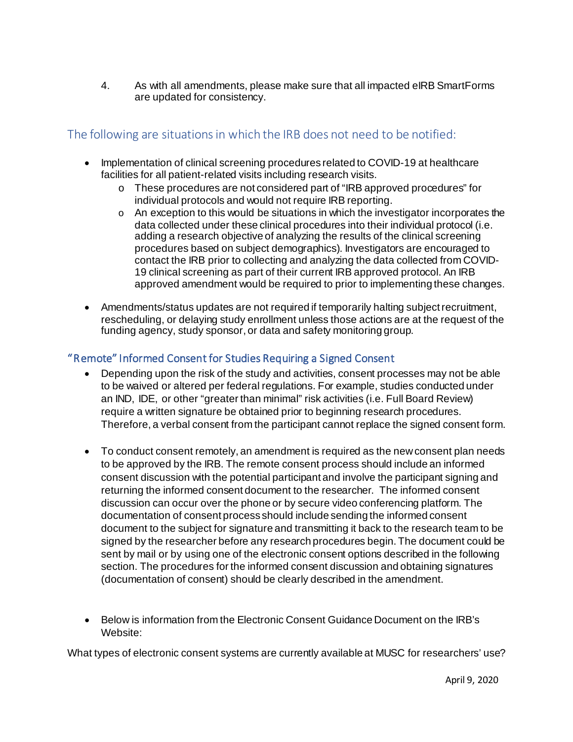4. As with all amendments, please make sure that all impacted eIRB SmartForms are updated for consistency.

## The following are situations in which the IRB does not need to be notified:

- Implementation of clinical screening procedures related to COVID-19 at healthcare facilities for all patient-related visits including research visits.
    - These procedures are not considered part of "IRB approved procedures" for individual protocols and would not require IRB reporting.
    - An exception to this would be situations in which the investigator incorporates the data collected under these clinical procedures into their individual protocol (i.e. adding a research objective of analyzing the results of the clinical screening procedures based on subject demographics). Investigators are encouraged to contact the IRB prior to collecting and analyzing the data collected from COVID-19 clinical screening as part of their current IRB approved protocol. An IRB approved amendment would be required to prior to implementing these changes.
- Amendments/status updates are not required if temporarily halting subject recruitment, rescheduling, or delaying study enrollment unless those actions are at the request of the funding agency, study sponsor, or data and safety monitoring group.

### "Remote" Informed Consent for Studies Requiring a Signed Consent

- Depending upon the risk of the study and activities, consent processes may not be able to be waived or altered per federal regulations. For example, studies conducted under an IND, IDE, or other "greater than minimal" risk activities (i.e. Full Board Review) require a written signature be obtained prior to beginning research procedures. Therefore, a verbal consent from the participant cannot replace the signed consent form.

- To conduct consent remotely, an amendment is required as the new consent plan needs to be approved by the IRB. The remote consent process should include an informed consent discussion with the potential participant and involve the participant signing and returning the informed consent document to the researcher. The informed consent discussion can occur over the phone or by secure video conferencing platform. The documentation of consent process should include sending the informed consent document to the subject for signature and transmitting it back to the research team to be signed by the researcher before any research procedures begin. The document could be sent by mail or by using one of the electronic consent options described in the following section. The procedures for the informed consent discussion and obtaining signatures (documentation of consent) should be clearly described in the amendment.

- Below is information from the Electronic Consent Guidance Document on the IRB's Website:

What types of electronic consent systems are currently available at MUSC for researchers' use?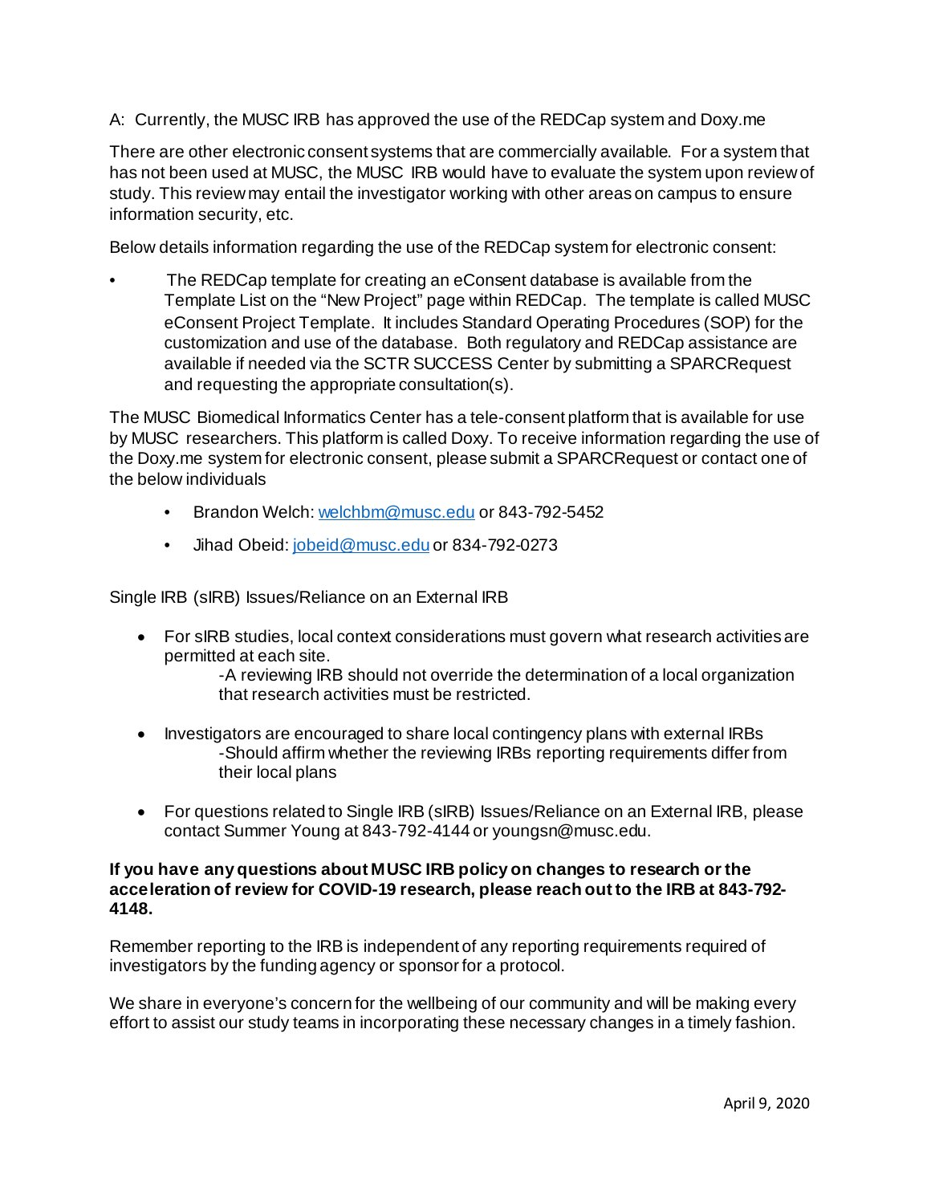A: Currently, the MUSC IRB has approved the use of the REDCap system and Doxy.me

There are other electronic consent systems that are commercially available. For a system that has not been used at MUSC, the MUSC IRB would have to evaluate the system upon review of study. This review may entail the investigator working with other areas on campus to ensure information security, etc.

Below details information regarding the use of the REDCap system for electronic consent:

- The REDCap template for creating an eConsent database is available from the Template List on the "New Project" page within REDCap. The template is called MUSC eConsent Project Template. It includes Standard Operating Procedures (SOP) for the customization and use of the database. Both regulatory and REDCap assistance are available if needed via the SCTR SUCCESS Center by submitting a SPARCRequest and requesting the appropriate consultation(s).

The MUSC Biomedical Informatics Center has a tele-consent platform that is available for use by MUSC researchers. This platform is called Doxy. To receive information regarding the use of the Doxy.me system for electronic consent, please submit a SPARCRequest or contact one of the below individuals

- Brandon Welch: welchbm@musc.edu or 843-792-5452
- Jihad Obeid: jobeid@musc.edu or 834-792-0273

Single IRB (sIRB) Issues/Reliance on an External IRB

- For sIRB studies, local context considerations must govern what research activities are permitted at each site.
  - A reviewing IRB should not override the determination of a local organization that research activities must be restricted.
- Investigators are encouraged to share local contingency plans with external IRBs
  - Should affirm whether the reviewing IRBs reporting requirements differ from their local plans
- For questions related to Single IRB (sIRB) Issues/Reliance on an External IRB, please contact Summer Young at 843-792-4144 or youngsn@musc.edu.

**If you have any questions about MUSC IRB policy on changes to research or the acceleration of review for COVID-19 research, please reach out to the IRB at 843-792-4148.**

Remember reporting to the IRB is independent of any reporting requirements required of investigators by the funding agency or sponsor for a protocol.

We share in everyone's concern for the wellbeing of our community and will be making every effort to assist our study teams in incorporating these necessary changes in a timely fashion.

April 9, 2020